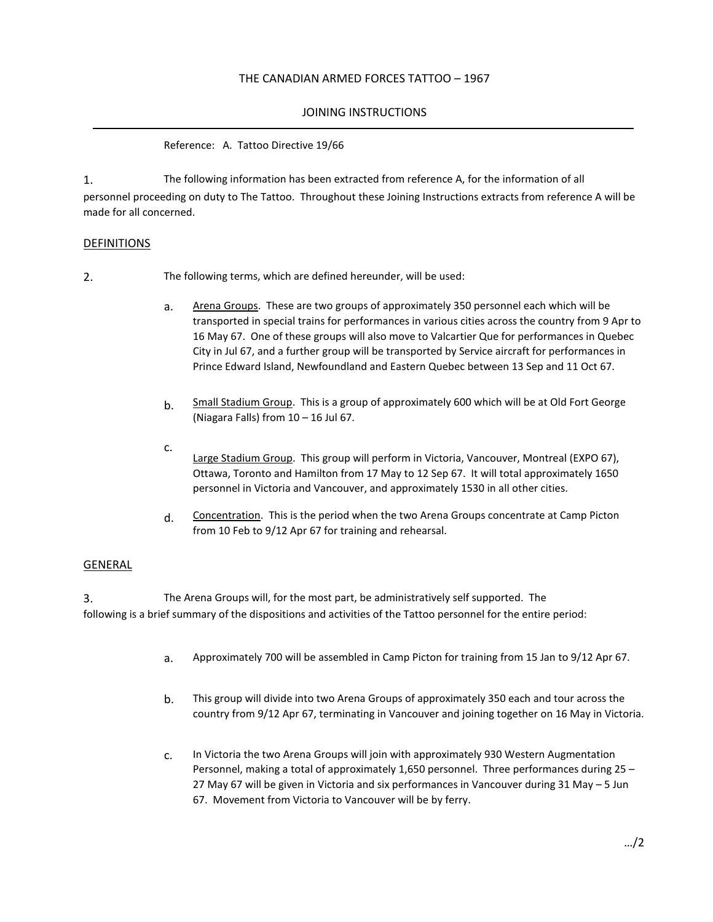# THE CANADIAN ARMED FORCES TATTOO – 1967

## JOINING INSTRUCTIONS

Reference: A. Tattoo Directive 19/66

1. The following information has been extracted from reference A, for the information of all personnel proceeding on duty to The Tattoo. Throughout these Joining Instructions extracts from reference A will be made for all concerned.

## DEFINITIONS

2. The following terms, which are defined hereunder, will be used:

   a. Arena Groups. These are two groups of approximately 350 personnel each which will be transported in special trains for performances in various cities across the country from 9 Apr to 16 May 67. One of these groups will also move to Valcartier Que for performances in Quebec City in Jul 67, and a further group will be transported by Service aircraft for performances in Prince Edward Island, Newfoundland and Eastern Quebec between 13 Sep and 11 Oct 67.

   b. Small Stadium Group. This is a group of approximately 600 which will be at Old Fort George (Niagara Falls) from 10 – 16 Jul 67.

   c. Large Stadium Group. This group will perform in Victoria, Vancouver, Montreal (EXPO 67), Ottawa, Toronto and Hamilton from 17 May to 12 Sep 67. It will total approximately 1650 personnel in Victoria and Vancouver, and approximately 1530 in all other cities.

   d. Concentration. This is the period when the two Arena Groups concentrate at Camp Picton from 10 Feb to 9/12 Apr 67 for training and rehearsal.

## GENERAL

3. The Arena Groups will, for the most part, be administratively self supported. The following is a brief summary of the dispositions and activities of the Tattoo personnel for the entire period:

   a. Approximately 700 will be assembled in Camp Picton for training from 15 Jan to 9/12 Apr 67.

   b. This group will divide into two Arena Groups of approximately 350 each and tour across the country from 9/12 Apr 67, terminating in Vancouver and joining together on 16 May in Victoria.

   c. In Victoria the two Arena Groups will join with approximately 930 Western Augmentation Personnel, making a total of approximately 1,650 personnel. Three performances during 25 – 27 May 67 will be given in Victoria and six performances in Vancouver during 31 May – 5 Jun 67. Movement from Victoria to Vancouver will be by ferry.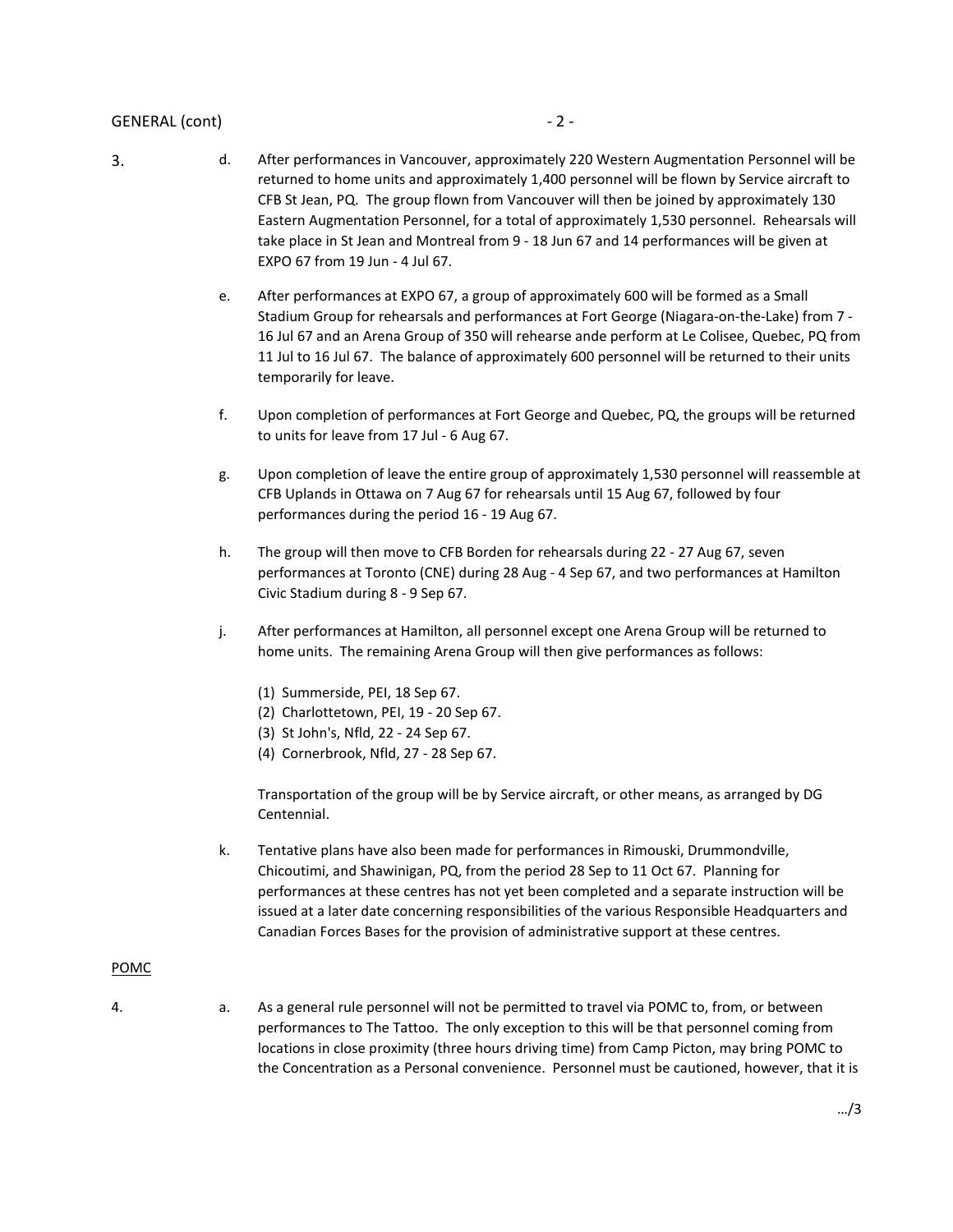GENERAL (cont)

3.

d. After performances in Vancouver, approximately 220 Western Augmentation Personnel will be returned to home units and approximately 1,400 personnel will be flown by Service aircraft to CFB St Jean, PQ. The group flown from Vancouver will then be joined by approximately 130 Eastern Augmentation Personnel, for a total of approximately 1,530 personnel. Rehearsals will take place in St Jean and Montreal from 9 - 18 Jun 67 and 14 performances will be given at EXPO 67 from 19 Jun - 4 Jul 67.

e. After performances at EXPO 67, a group of approximately 600 will be formed as a Small Stadium Group for rehearsals and performances at Fort George (Niagara-on-the-Lake) from 7 - 16 Jul 67 and an Arena Group of 350 will rehearse ande perform at Le Colisee, Quebec, PQ from 11 Jul to 16 Jul 67. The balance of approximately 600 personnel will be returned to their units temporarily for leave.

f. Upon completion of performances at Fort George and Quebec, PQ, the groups will be returned to units for leave from 17 Jul - 6 Aug 67.

g. Upon completion of leave the entire group of approximately 1,530 personnel will reassemble at CFB Uplands in Ottawa on 7 Aug 67 for rehearsals until 15 Aug 67, followed by four performances during the period 16 - 19 Aug 67.

h. The group will then move to CFB Borden for rehearsals during 22 - 27 Aug 67, seven performances at Toronto (CNE) during 28 Aug - 4 Sep 67, and two performances at Hamilton Civic Stadium during 8 - 9 Sep 67.

j. After performances at Hamilton, all personnel except one Arena Group will be returned to home units. The remaining Arena Group will then give performances as follows:

(1) Summerside, PEI, 18 Sep 67.
(2) Charlottetown, PEI, 19 - 20 Sep 67.
(3) St John's, Nfld, 22 - 24 Sep 67.
(4) Cornerbrook, Nfld, 27 - 28 Sep 67.

Transportation of the group will be by Service aircraft, or other means, as arranged by DG Centennial.

k. Tentative plans have also been made for performances in Rimouski, Drummondville, Chicoutimi, and Shawinigan, PQ, from the period 28 Sep to 11 Oct 67. Planning for performances at these centres has not yet been completed and a separate instruction will be issued at a later date concerning responsibilities of the various Responsible Headquarters and Canadian Forces Bases for the provision of administrative support at these centres.

POMC

4.

a. As a general rule personnel will not be permitted to travel via POMC to, from, or between performances to The Tattoo. The only exception to this will be that personnel coming from locations in close proximity (three hours driving time) from Camp Picton, may bring POMC to the Concentration as a Personal convenience. Personnel must be cautioned, however, that it is

…/3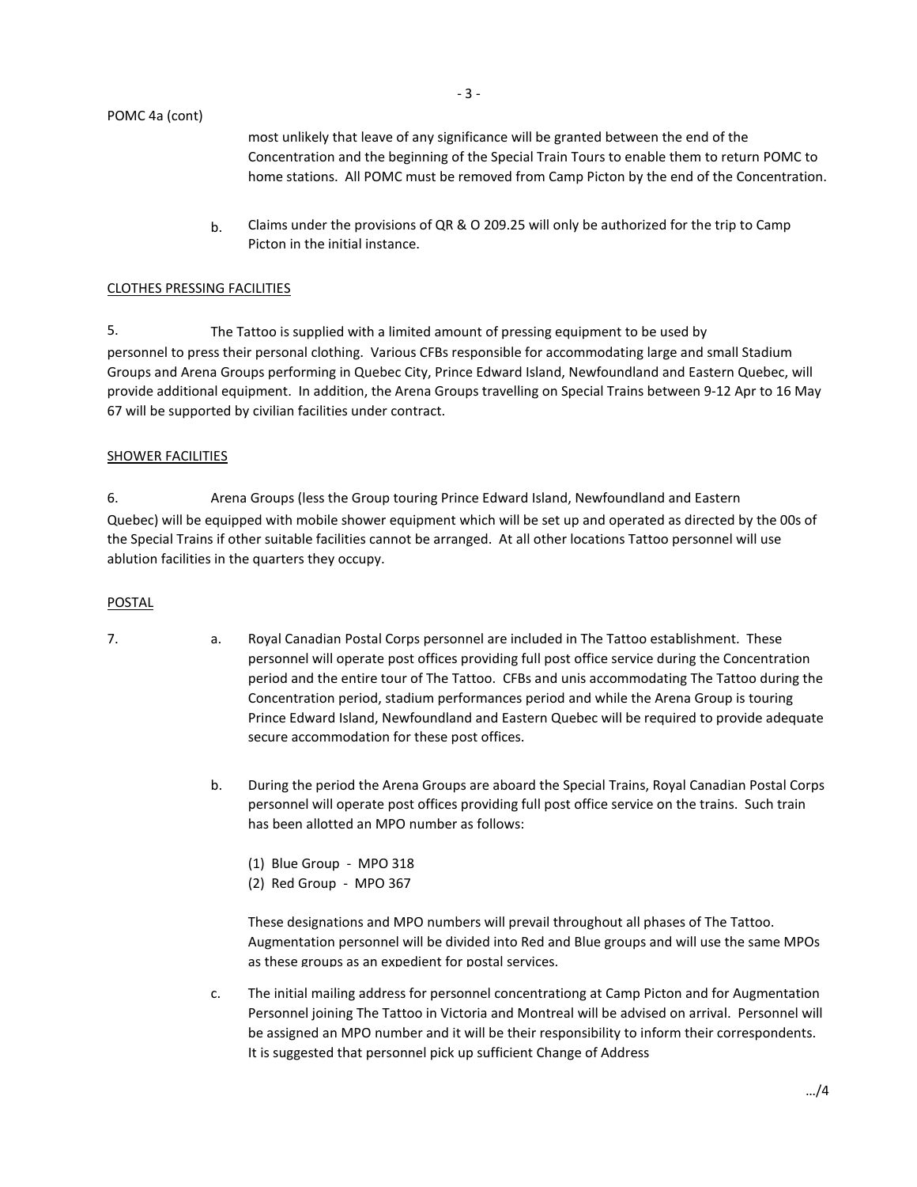POMC 4a (cont)

most unlikely that leave of any significance will be granted between the end of the Concentration and the beginning of the Special Train Tours to enable them to return POMC to home stations. All POMC must be removed from Camp Picton by the end of the Concentration.

b. Claims under the provisions of QR & O 209.25 will only be authorized for the trip to Camp Picton in the initial instance.

<u>CLOTHES PRESSING FACILITIES</u>

5. The Tattoo is supplied with a limited amount of pressing equipment to be used by personnel to press their personal clothing. Various CFBs responsible for accommodating large and small Stadium Groups and Arena Groups performing in Quebec City, Prince Edward Island, Newfoundland and Eastern Quebec, will provide additional equipment. In addition, the Arena Groups travelling on Special Trains between 9-12 Apr to 16 May 67 will be supported by civilian facilities under contract.

<u>SHOWER FACILITIES</u>

6. Arena Groups (less the Group touring Prince Edward Island, Newfoundland and Eastern Quebec) will be equipped with mobile shower equipment which will be set up and operated as directed by the 00s of the Special Trains if other suitable facilities cannot be arranged. At all other locations Tattoo personnel will use ablution facilities in the quarters they occupy.

<u>POSTAL</u>

7. a. Royal Canadian Postal Corps personnel are included in The Tattoo establishment. These personnel will operate post offices providing full post office service during the Concentration period and the entire tour of The Tattoo. CFBs and unis accommodating The Tattoo during the Concentration period, stadium performances period and while the Arena Group is touring Prince Edward Island, Newfoundland and Eastern Quebec will be required to provide adequate secure accommodation for these post offices.

b. During the period the Arena Groups are aboard the Special Trains, Royal Canadian Postal Corps personnel will operate post offices providing full post office service on the trains. Such train has been allotted an MPO number as follows:

(1) Blue Group - MPO 318
(2) Red Group - MPO 367

These designations and MPO numbers will prevail throughout all phases of The Tattoo. Augmentation personnel will be divided into Red and Blue groups and will use the same MPOs as these groups as an expedient for postal services.

c. The initial mailing address for personnel concentrationg at Camp Picton and for Augmentation Personnel joining The Tattoo in Victoria and Montreal will be advised on arrival. Personnel will be assigned an MPO number and it will be their responsibility to inform their correspondents. It is suggested that personnel pick up sufficient Change of Address

…/4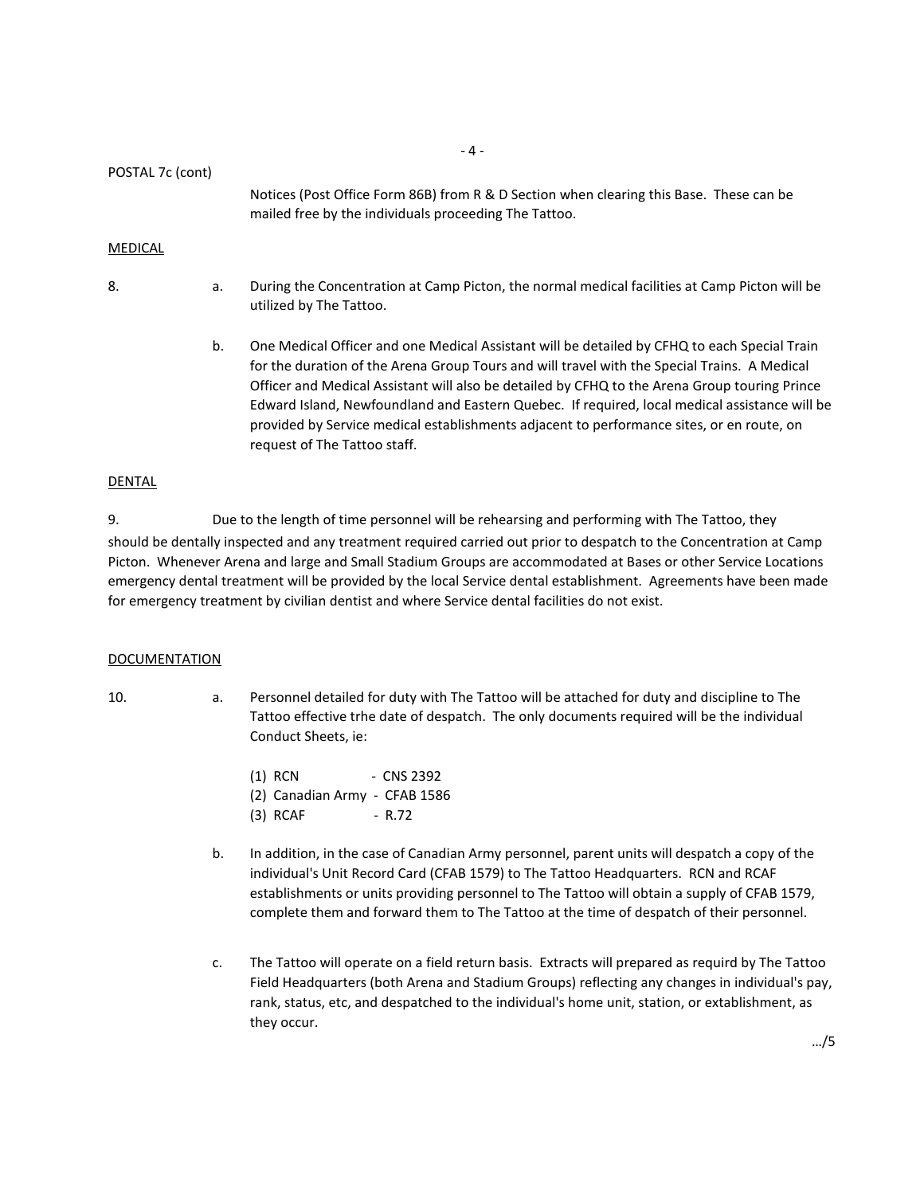POSTAL 7c (cont)

Notices (Post Office Form 86B) from R & D Section when clearing this Base. These can be mailed free by the individuals proceeding The Tattoo.

MEDICAL

8. a. During the Concentration at Camp Picton, the normal medical facilities at Camp Picton will be utilized by The Tattoo.

b. One Medical Officer and one Medical Assistant will be detailed by CFHQ to each Special Train for the duration of the Arena Group Tours and will travel with the Special Trains. A Medical Officer and Medical Assistant will also be detailed by CFHQ to the Arena Group touring Prince Edward Island, Newfoundland and Eastern Quebec. If required, local medical assistance will be provided by Service medical establishments adjacent to performance sites, or en route, on request of The Tattoo staff.

DENTAL

9. Due to the length of time personnel will be rehearsing and performing with The Tattoo, they should be dentally inspected and any treatment required carried out prior to despatch to the Concentration at Camp Picton. Whenever Arena and large and Small Stadium Groups are accommodated at Bases or other Service Locations emergency dental treatment will be provided by the local Service dental establishment. Agreements have been made for emergency treatment by civilian dentist and where Service dental facilities do not exist.

DOCUMENTATION

10. a. Personnel detailed for duty with The Tattoo will be attached for duty and discipline to The Tattoo effective trhe date of despatch. The only documents required will be the individual Conduct Sheets, ie:

(1) RCN - CNS 2392
(2) Canadian Army - CFAB 1586
(3) RCAF - R.72

b. In addition, in the case of Canadian Army personnel, parent units will despatch a copy of the individual's Unit Record Card (CFAB 1579) to The Tattoo Headquarters. RCN and RCAF establishments or units providing personnel to The Tattoo will obtain a supply of CFAB 1579, complete them and forward them to The Tattoo at the time of despatch of their personnel.

c. The Tattoo will operate on a field return basis. Extracts will prepared as requird by The Tattoo Field Headquarters (both Arena and Stadium Groups) reflecting any changes in individual's pay, rank, status, etc, and despatched to the individual's home unit, station, or extablishment, as they occur.

…/5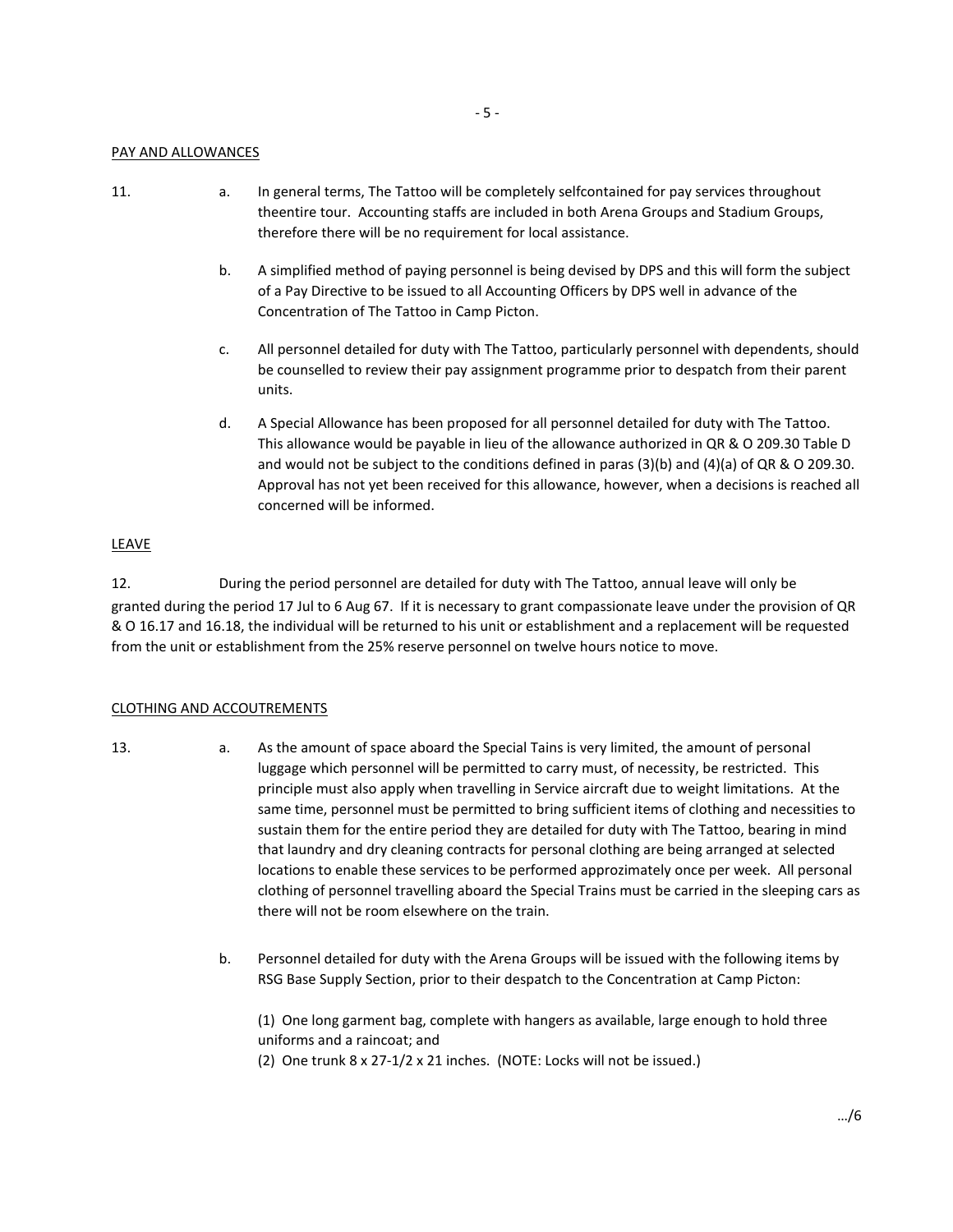PAY AND ALLOWANCES

11.

a. In general terms, The Tattoo will be completely selfcontained for pay services throughout theentire tour. Accounting staffs are included in both Arena Groups and Stadium Groups, therefore there will be no requirement for local assistance.

b. A simplified method of paying personnel is being devised by DPS and this will form the subject of a Pay Directive to be issued to all Accounting Officers by DPS well in advance of the Concentration of The Tattoo in Camp Picton.

c. All personnel detailed for duty with The Tattoo, particularly personnel with dependents, should be counselled to review their pay assignment programme prior to despatch from their parent units.

d. A Special Allowance has been proposed for all personnel detailed for duty with The Tattoo. This allowance would be payable in lieu of the allowance authorized in QR & O 209.30 Table D and would not be subject to the conditions defined in paras (3)(b) and (4)(a) of QR & O 209.30. Approval has not yet been received for this allowance, however, when a decisions is reached all concerned will be informed.

LEAVE

12. During the period personnel are detailed for duty with The Tattoo, annual leave will only be granted during the period 17 Jul to 6 Aug 67. If it is necessary to grant compassionate leave under the provision of QR & O 16.17 and 16.18, the individual will be returned to his unit or establishment and a replacement will be requested from the unit or establishment from the 25% reserve personnel on twelve hours notice to move.

CLOTHING AND ACCOUTREMENTS

13.

a. As the amount of space aboard the Special Tains is very limited, the amount of personal luggage which personnel will be permitted to carry must, of necessity, be restricted. This principle must also apply when travelling in Service aircraft due to weight limitations. At the same time, personnel must be permitted to bring sufficient items of clothing and necessities to sustain them for the entire period they are detailed for duty with The Tattoo, bearing in mind that laundry and dry cleaning contracts for personal clothing are being arranged at selected locations to enable these services to be performed approzimately once per week. All personal clothing of personnel travelling aboard the Special Trains must be carried in the sleeping cars as there will not be room elsewhere on the train.

b. Personnel detailed for duty with the Arena Groups will be issued with the following items by RSG Base Supply Section, prior to their despatch to the Concentration at Camp Picton:

(1) One long garment bag, complete with hangers as available, large enough to hold three uniforms and a raincoat; and
(2) One trunk 8 x 27-1/2 x 21 inches. (NOTE: Locks will not be issued.)

.../6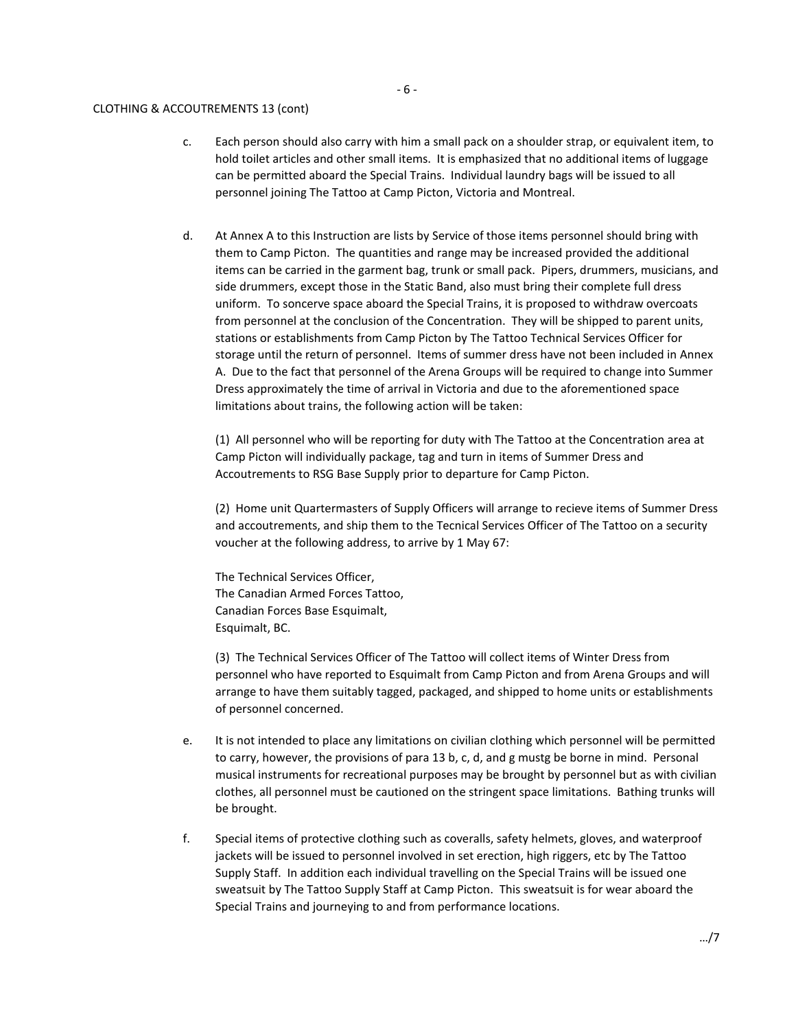CLOTHING & ACCOUTREMENTS 13 (cont)

c. Each person should also carry with him a small pack on a shoulder strap, or equivalent item, to hold toilet articles and other small items. It is emphasized that no additional items of luggage can be permitted aboard the Special Trains. Individual laundry bags will be issued to all personnel joining The Tattoo at Camp Picton, Victoria and Montreal.

d. At Annex A to this Instruction are lists by Service of those items personnel should bring with them to Camp Picton. The quantities and range may be increased provided the additional items can be carried in the garment bag, trunk or small pack. Pipers, drummers, musicians, and side drummers, except those in the Static Band, also must bring their complete full dress uniform. To soncerve space aboard the Special Trains, it is proposed to withdraw overcoats from personnel at the conclusion of the Concentration. They will be shipped to parent units, stations or establishments from Camp Picton by The Tattoo Technical Services Officer for storage until the return of personnel. Items of summer dress have not been included in Annex A. Due to the fact that personnel of the Arena Groups will be required to change into Summer Dress approximately the time of arrival in Victoria and due to the aforementioned space limitations about trains, the following action will be taken:

(1) All personnel who will be reporting for duty with The Tattoo at the Concentration area at Camp Picton will individually package, tag and turn in items of Summer Dress and Accoutrements to RSG Base Supply prior to departure for Camp Picton.

(2) Home unit Quartermasters of Supply Officers will arrange to recieve items of Summer Dress and accoutrements, and ship them to the Tecnical Services Officer of The Tattoo on a security voucher at the following address, to arrive by 1 May 67:

The Technical Services Officer,
The Canadian Armed Forces Tattoo,
Canadian Forces Base Esquimalt,
Esquimalt, BC.

(3) The Technical Services Officer of The Tattoo will collect items of Winter Dress from personnel who have reported to Esquimalt from Camp Picton and from Arena Groups and will arrange to have them suitably tagged, packaged, and shipped to home units or establishments of personnel concerned.

e. It is not intended to place any limitations on civilian clothing which personnel will be permitted to carry, however, the provisions of para 13 b, c, d, and g mustg be borne in mind. Personal musical instruments for recreational purposes may be brought by personnel but as with civilian clothes, all personnel must be cautioned on the stringent space limitations. Bathing trunks will be brought.

f. Special items of protective clothing such as coveralls, safety helmets, gloves, and waterproof jackets will be issued to personnel involved in set erection, high riggers, etc by The Tattoo Supply Staff. In addition each individual travelling on the Special Trains will be issued one sweatsuit by The Tattoo Supply Staff at Camp Picton. This sweatsuit is for wear aboard the Special Trains and journeying to and from performance locations.

.../7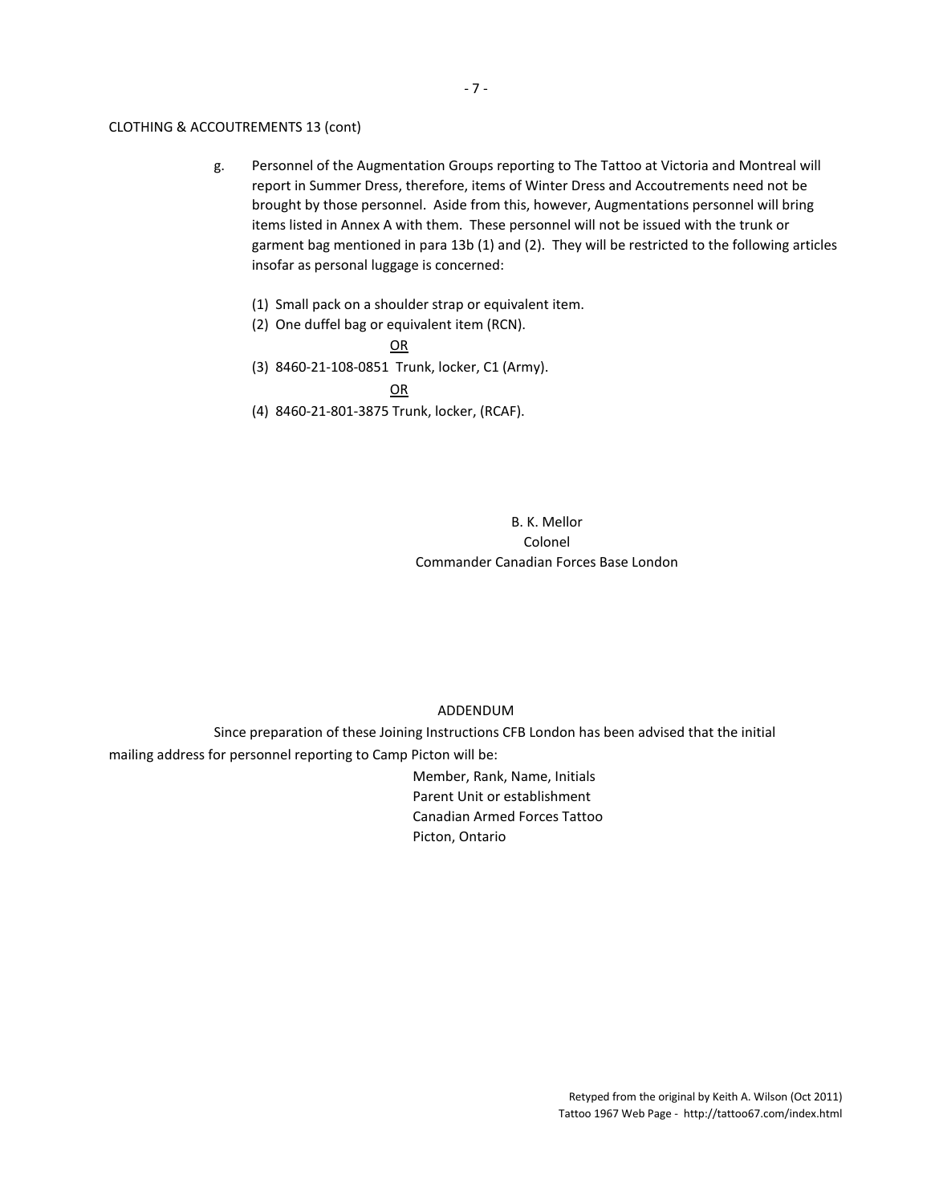CLOTHING & ACCOUTREMENTS 13 (cont)

g. Personnel of the Augmentation Groups reporting to The Tattoo at Victoria and Montreal will report in Summer Dress, therefore, items of Winter Dress and Accoutrements need not be brought by those personnel. Aside from this, however, Augmentations personnel will bring items listed in Annex A with them. These personnel will not be issued with the trunk or garment bag mentioned in para 13b (1) and (2). They will be restricted to the following articles insofar as personal luggage is concerned:

(1) Small pack on a shoulder strap or equivalent item.

(2) One duffel bag or equivalent item (RCN).

<u>OR</u>

(3) 8460-21-108-0851 Trunk, locker, C1 (Army).

<u>OR</u>

(4) 8460-21-801-3875 Trunk, locker, (RCAF).

B. K. Mellor
Colonel
Commander Canadian Forces Base London

ADDENDUM

Since preparation of these Joining Instructions CFB London has been advised that the initial mailing address for personnel reporting to Camp Picton will be:

Member, Rank, Name, Initials
Parent Unit or establishment
Canadian Armed Forces Tattoo
Picton, Ontario

Retyped from the original by Keith A. Wilson (Oct 2011)
Tattoo 1967 Web Page - http://tattoo67.com/index.html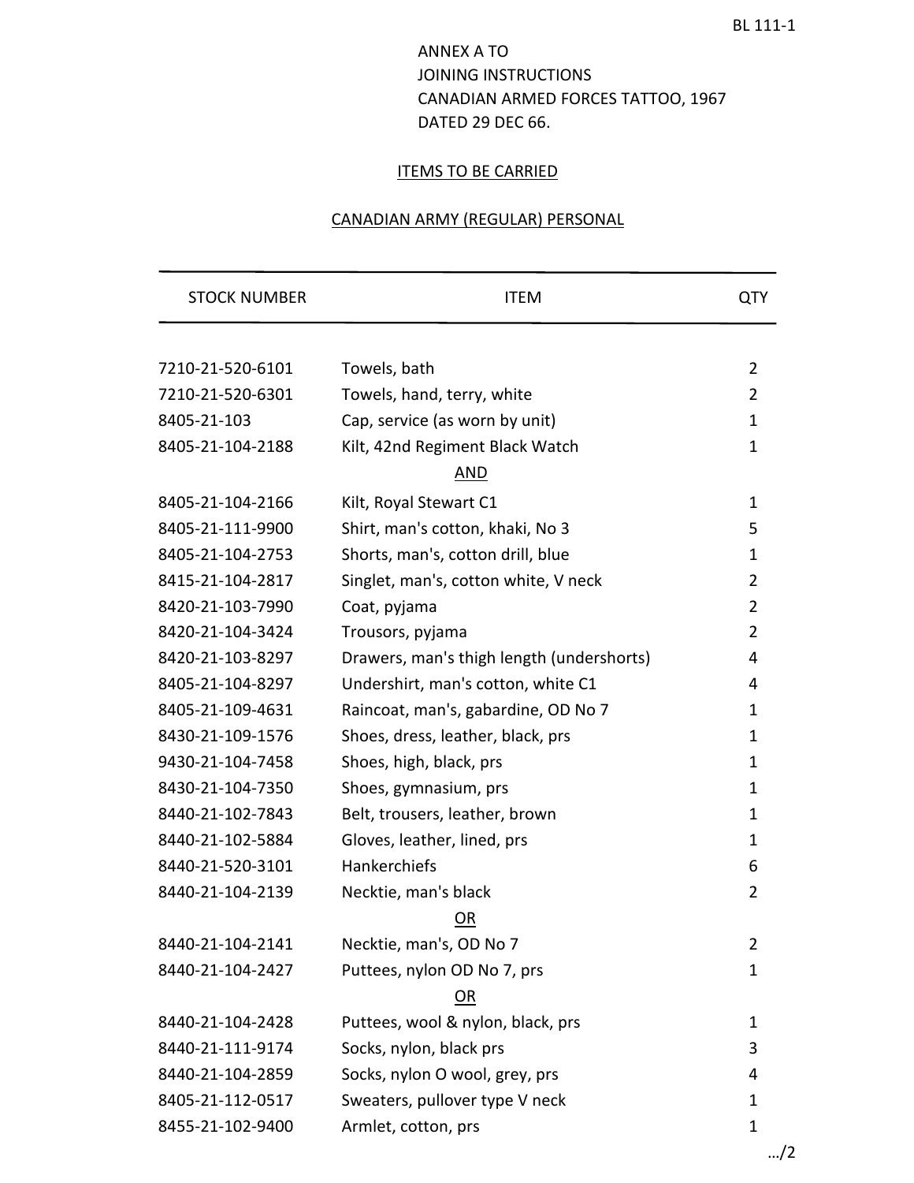BL 111-1

ANNEX A TO
JOINING INSTRUCTIONS
CANADIAN ARMED FORCES TATTOO, 1967
DATED 29 DEC 66.

ITEMS TO BE CARRIED

CANADIAN ARMY (REGULAR) PERSONAL

| STOCK NUMBER | ITEM | QTY |
|---|---|---|
| 7210-21-520-6101 | Towels, bath | 2 |
| 7210-21-520-6301 | Towels, hand, terry, white | 2 |
| 8405-21-103 | Cap, service (as worn by unit) | 1 |
| 8405-21-104-2188 | Kilt, 42nd Regiment Black Watch | 1 |
| | AND | |
| 8405-21-104-2166 | Kilt, Royal Stewart C1 | 1 |
| 8405-21-111-9900 | Shirt, man's cotton, khaki, No 3 | 5 |
| 8405-21-104-2753 | Shorts, man's, cotton drill, blue | 1 |
| 8415-21-104-2817 | Singlet, man's, cotton white, V neck | 2 |
| 8420-21-103-7990 | Coat, pyjama | 2 |
| 8420-21-104-3424 | Trousors, pyjama | 2 |
| 8420-21-103-8297 | Drawers, man's thigh length (undershorts) | 4 |
| 8405-21-104-8297 | Undershirt, man's cotton, white C1 | 4 |
| 8405-21-109-4631 | Raincoat, man's, gabardine, OD No 7 | 1 |
| 8430-21-109-1576 | Shoes, dress, leather, black, prs | 1 |
| 9430-21-104-7458 | Shoes, high, black, prs | 1 |
| 8430-21-104-7350 | Shoes, gymnasium, prs | 1 |
| 8440-21-102-7843 | Belt, trousers, leather, brown | 1 |
| 8440-21-102-5884 | Gloves, leather, lined, prs | 1 |
| 8440-21-520-3101 | Hankerchiefs | 6 |
| 8440-21-104-2139 | Necktie, man's black | 2 |
| | OR | |
| 8440-21-104-2141 | Necktie, man's, OD No 7 | 2 |
| 8440-21-104-2427 | Puttees, nylon OD No 7, prs | 1 |
| | OR | |
| 8440-21-104-2428 | Puttees, wool & nylon, black, prs | 1 |
| 8440-21-111-9174 | Socks, nylon, black prs | 3 |
| 8440-21-104-2859 | Socks, nylon O wool, grey, prs | 4 |
| 8405-21-112-0517 | Sweaters, pullover type V neck | 1 |
| 8455-21-102-9400 | Armlet, cotton, prs | 1 |

…/2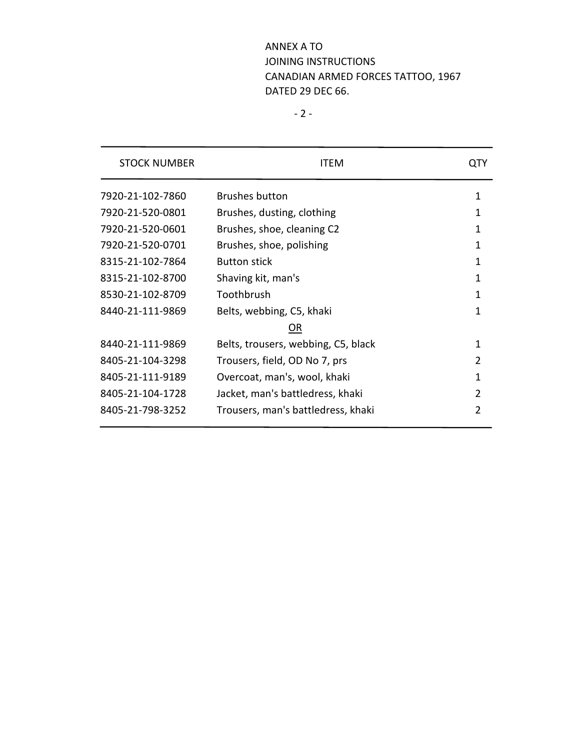ANNEX A TO
JOINING INSTRUCTIONS
CANADIAN ARMED FORCES TATTOO, 1967
DATED 29 DEC 66.

| STOCK NUMBER | ITEM | QTY |
|---|---|---|
| 7920-21-102-7860 | Brushes button | 1 |
| 7920-21-520-0801 | Brushes, dusting, clothing | 1 |
| 7920-21-520-0601 | Brushes, shoe, cleaning C2 | 1 |
| 7920-21-520-0701 | Brushes, shoe, polishing | 1 |
| 8315-21-102-7864 | Button stick | 1 |
| 8315-21-102-8700 | Shaving kit, man's | 1 |
| 8530-21-102-8709 | Toothbrush | 1 |
| 8440-21-111-9869 | Belts, webbing, C5, khaki | 1 |
| | OR | |
| 8440-21-111-9869 | Belts, trousers, webbing, C5, black | 1 |
| 8405-21-104-3298 | Trousers, field, OD No 7, prs | 2 |
| 8405-21-111-9189 | Overcoat, man's, wool, khaki | 1 |
| 8405-21-104-1728 | Jacket, man's battledress, khaki | 2 |
| 8405-21-798-3252 | Trousers, man's battledress, khaki | 2 |